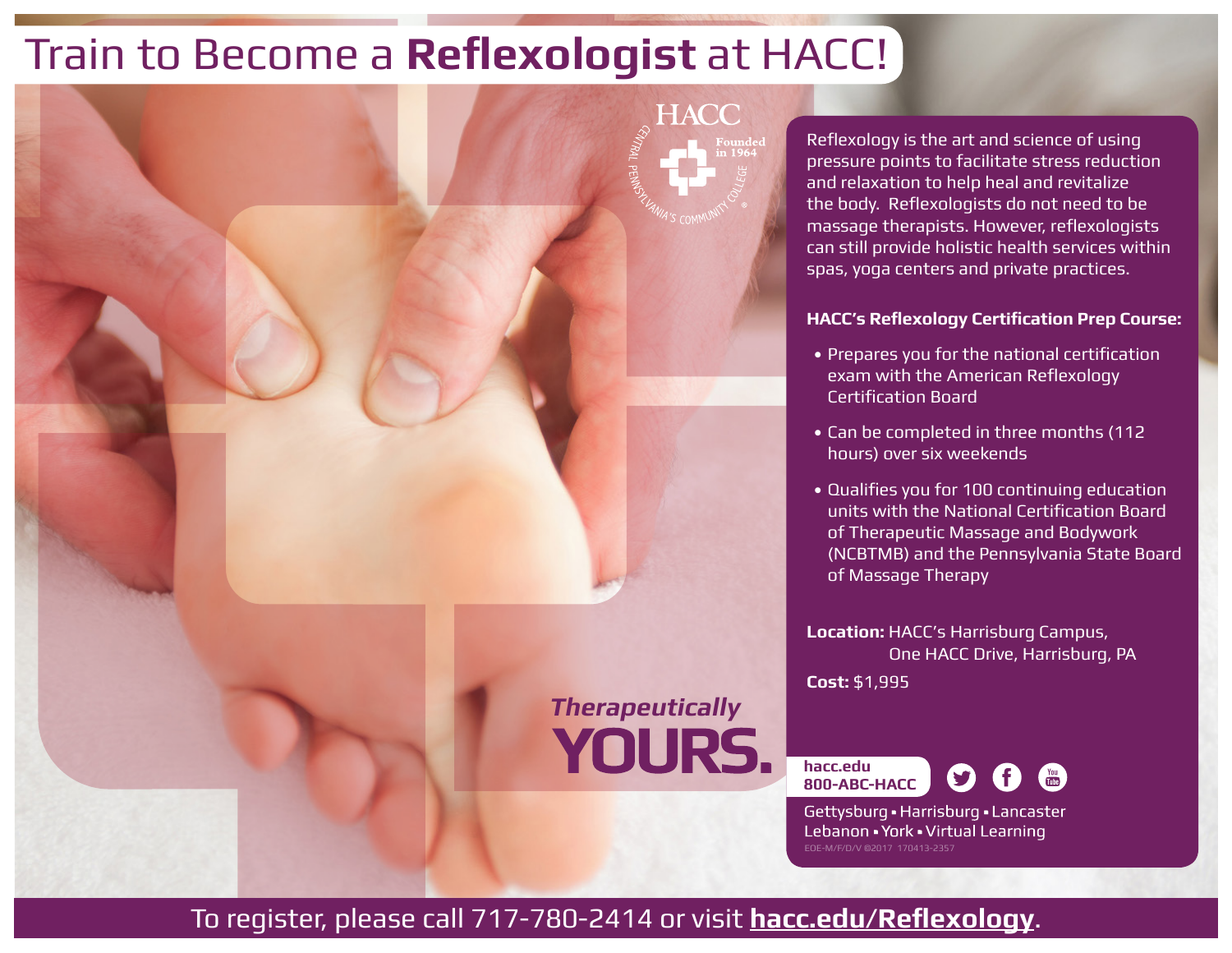# Train to Become a **Reflexologist** at HACC!

HACC
Founded in 1964
Central Pennsylvania's Community College

Reflexology is the art and science of using pressure points to facilitate stress reduction and relaxation to help heal and revitalize the body. Reflexologists do not need to be massage therapists. However, reflexologists can still provide holistic health services within spas, yoga centers and private practices.

**HACC's Reflexology Certification Prep Course:**

- Prepares you for the national certification exam with the American Reflexology Certification Board
- Can be completed in three months (112 hours) over six weekends
- Qualifies you for 100 continuing education units with the National Certification Board of Therapeutic Massage and Bodywork (NCBTMB) and the Pennsylvania State Board of Massage Therapy

**Location:** HACC's Harrisburg Campus, One HACC Drive, Harrisburg, PA

**Cost:** $1,995

***Therapeutically* YOURS.**

**hacc.edu**
**800-ABC-HACC**

Gettysburg ▪ Harrisburg ▪ Lancaster
Lebanon ▪ York ▪ Virtual Learning

EOE-M/F/D/V ©2017 170413-2357

To register, please call 717-780-2414 or visit **hacc.edu/Reflexology**.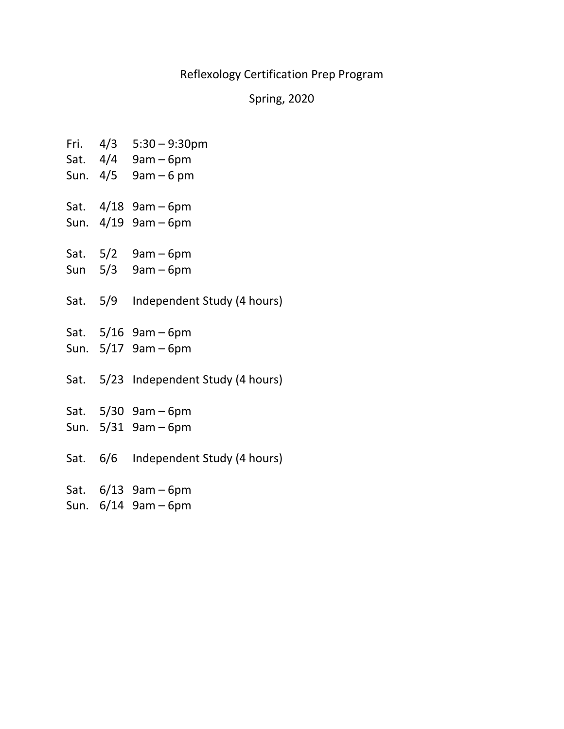# Reflexology Certification Prep Program

## Spring, 2020

Fri. 4/3 5:30 – 9:30pm
Sat. 4/4 9am – 6pm
Sun. 4/5 9am – 6 pm

Sat. 4/18 9am – 6pm
Sun. 4/19 9am – 6pm

Sat. 5/2 9am – 6pm
Sun 5/3 9am – 6pm

Sat. 5/9 Independent Study (4 hours)

Sat. 5/16 9am – 6pm
Sun. 5/17 9am – 6pm

Sat. 5/23 Independent Study (4 hours)

Sat. 5/30 9am – 6pm
Sun. 5/31 9am – 6pm

Sat. 6/6 Independent Study (4 hours)

Sat. 6/13 9am – 6pm
Sun. 6/14 9am – 6pm